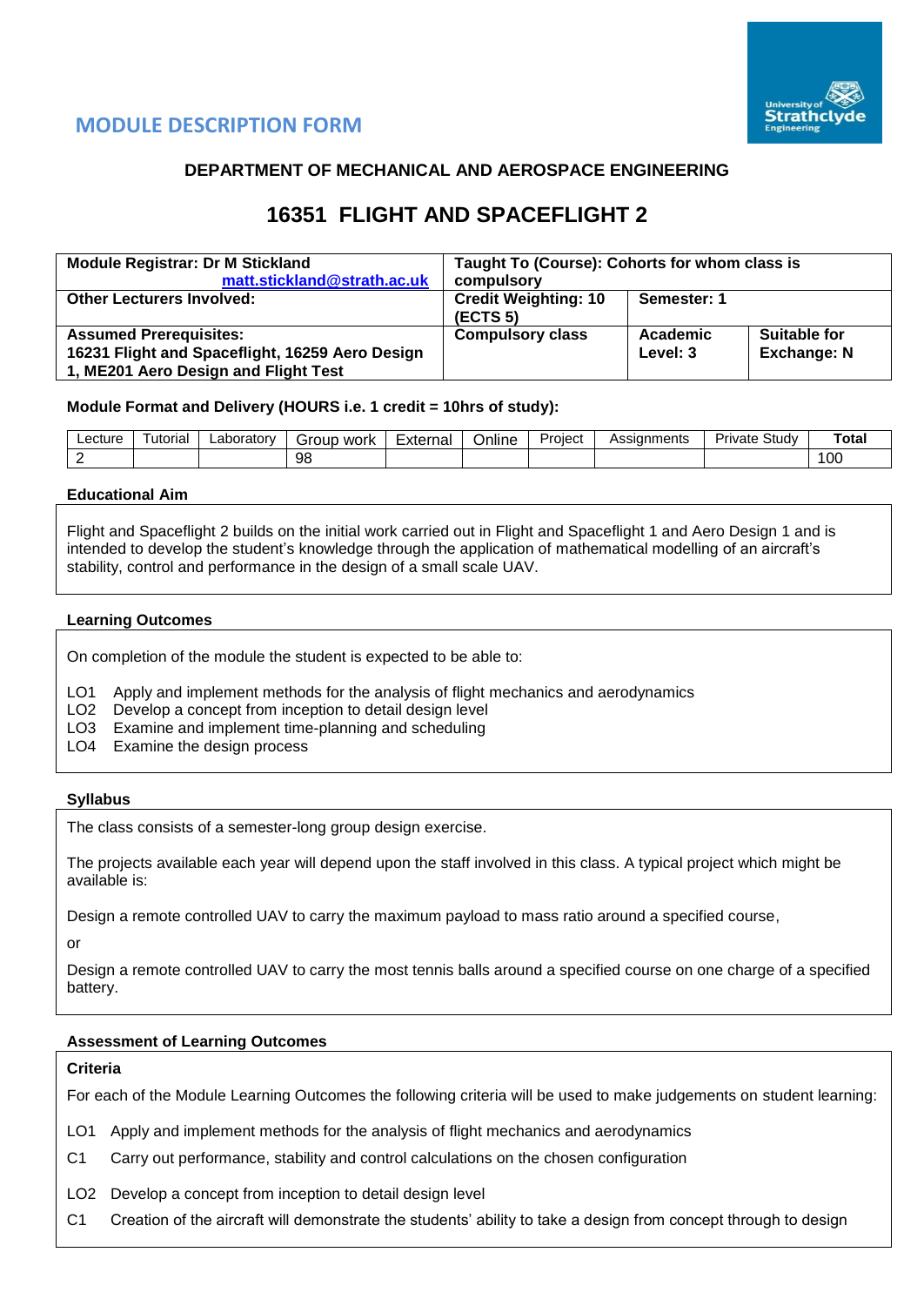## MODULE DESCRIPTION FORM

### DEPARTMENT OF MECHANICAL AND AEROSPACE ENGINEERING

# 16351 FLIGHT AND SPACEFLIGHT 2

| **Module Registrar: Dr M Stickland** matt.stickland@strath.ac.uk | **Taught To (Course): Cohorts for whom class is compulsory** | | |
|---|---|---|---|
| **Other Lecturers Involved:** | **Credit Weighting: 10 (ECTS 5)** | **Semester: 1** | |
| **Assumed Prerequisites: 16231 Flight and Spaceflight, 16259 Aero Design 1, ME201 Aero Design and Flight Test** | **Compulsory class** | **Academic Level: 3** | **Suitable for Exchange: N** |

**Module Format and Delivery (HOURS i.e. 1 credit = 10hrs of study):**

| Lecture | Tutorial | Laboratory | Group work | External | Online | Project | Assignments | Private Study | **Total** |
|---|---|---|---|---|---|---|---|---|---|
| 2 | | | 98 | | | | | | 100 |

**Educational Aim**

Flight and Spaceflight 2 builds on the initial work carried out in Flight and Spaceflight 1 and Aero Design 1 and is intended to develop the student's knowledge through the application of mathematical modelling of an aircraft's stability, control and performance in the design of a small scale UAV.

**Learning Outcomes**

On completion of the module the student is expected to be able to:

LO1 Apply and implement methods for the analysis of flight mechanics and aerodynamics
LO2 Develop a concept from inception to detail design level
LO3 Examine and implement time-planning and scheduling
LO4 Examine the design process

**Syllabus**

The class consists of a semester-long group design exercise.

The projects available each year will depend upon the staff involved in this class. A typical project which might be available is:

Design a remote controlled UAV to carry the maximum payload to mass ratio around a specified course,

or

Design a remote controlled UAV to carry the most tennis balls around a specified course on one charge of a specified battery.

**Assessment of Learning Outcomes**

**Criteria**

For each of the Module Learning Outcomes the following criteria will be used to make judgements on student learning:

LO1 Apply and implement methods for the analysis of flight mechanics and aerodynamics
C1 Carry out performance, stability and control calculations on the chosen configuration

LO2 Develop a concept from inception to detail design level
C1 Creation of the aircraft will demonstrate the students' ability to take a design from concept through to design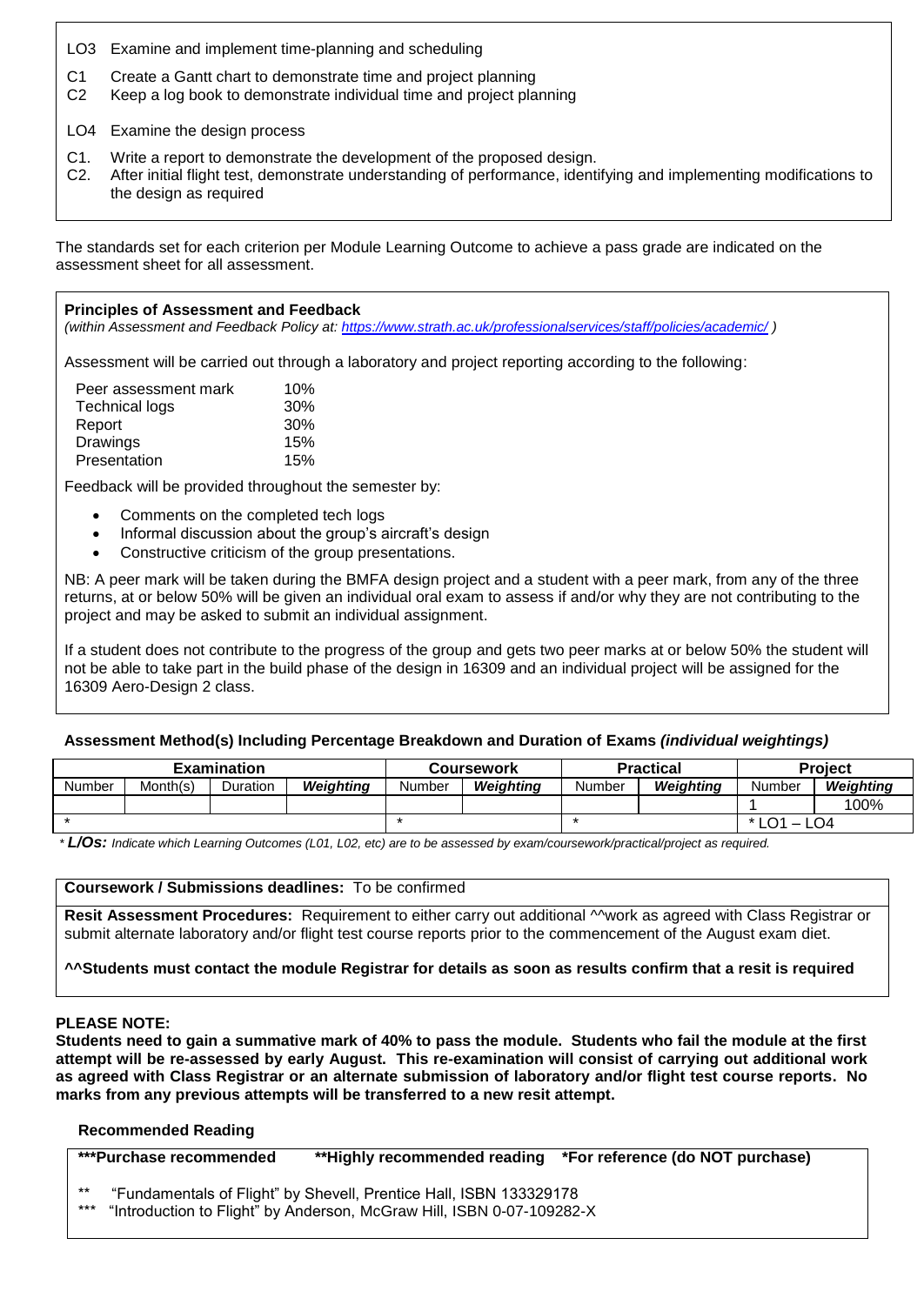LO3 Examine and implement time-planning and scheduling

C1 Create a Gantt chart to demonstrate time and project planning
C2 Keep a log book to demonstrate individual time and project planning

LO4 Examine the design process

C1. Write a report to demonstrate the development of the proposed design.
C2. After initial flight test, demonstrate understanding of performance, identifying and implementing modifications to the design as required

The standards set for each criterion per Module Learning Outcome to achieve a pass grade are indicated on the assessment sheet for all assessment.

**Principles of Assessment and Feedback**
*(within Assessment and Feedback Policy at: https://www.strath.ac.uk/professionalservices/staff/policies/academic/ )*

Assessment will be carried out through a laboratory and project reporting according to the following:

| | |
|---|---|
| Peer assessment mark | 10% |
| Technical logs | 30% |
| Report | 30% |
| Drawings | 15% |
| Presentation | 15% |

Feedback will be provided throughout the semester by:

- Comments on the completed tech logs
- Informal discussion about the group's aircraft's design
- Constructive criticism of the group presentations.

NB: A peer mark will be taken during the BMFA design project and a student with a peer mark, from any of the three returns, at or below 50% will be given an individual oral exam to assess if and/or why they are not contributing to the project and may be asked to submit an individual assignment.

If a student does not contribute to the progress of the group and gets two peer marks at or below 50% the student will not be able to take part in the build phase of the design in 16309 and an individual project will be assigned for the 16309 Aero-Design 2 class.

**Assessment Method(s) Including Percentage Breakdown and Duration of Exams *(individual weightings)***

| Examination | | | | Coursework | | Practical | | Project | |
|---|---|---|---|---|---|---|---|---|---|
| Number | Month(s) | Duration | ***Weighting*** | Number | ***Weighting*** | Number | ***Weighting*** | Number | ***Weighting*** |
| | | | | | | | | 1 | 100% |
| * | | | | * | | * | | * LO1 – LO4 | |

* ***L/Os:*** *Indicate which Learning Outcomes (L01, L02, etc) are to be assessed by exam/coursework/practical/project as required.*

**Coursework / Submissions deadlines:** To be confirmed

**Resit Assessment Procedures:** Requirement to either carry out additional ^^work as agreed with Class Registrar or submit alternate laboratory and/or flight test course reports prior to the commencement of the August exam diet.

**^^Students must contact the module Registrar for details as soon as results confirm that a resit is required**

**PLEASE NOTE:**
**Students need to gain a summative mark of 40% to pass the module. Students who fail the module at the first attempt will be re-assessed by early August. This re-examination will consist of carrying out additional work as agreed with Class Registrar or an alternate submission of laboratory and/or flight test course reports. No marks from any previous attempts will be transferred to a new resit attempt.**

**Recommended Reading**

**\*\*\*Purchase recommended** **\*\*Highly recommended reading** **\*For reference (do NOT purchase)**

** "Fundamentals of Flight" by Shevell, Prentice Hall, ISBN 133329178
*** "Introduction to Flight" by Anderson, McGraw Hill, ISBN 0-07-109282-X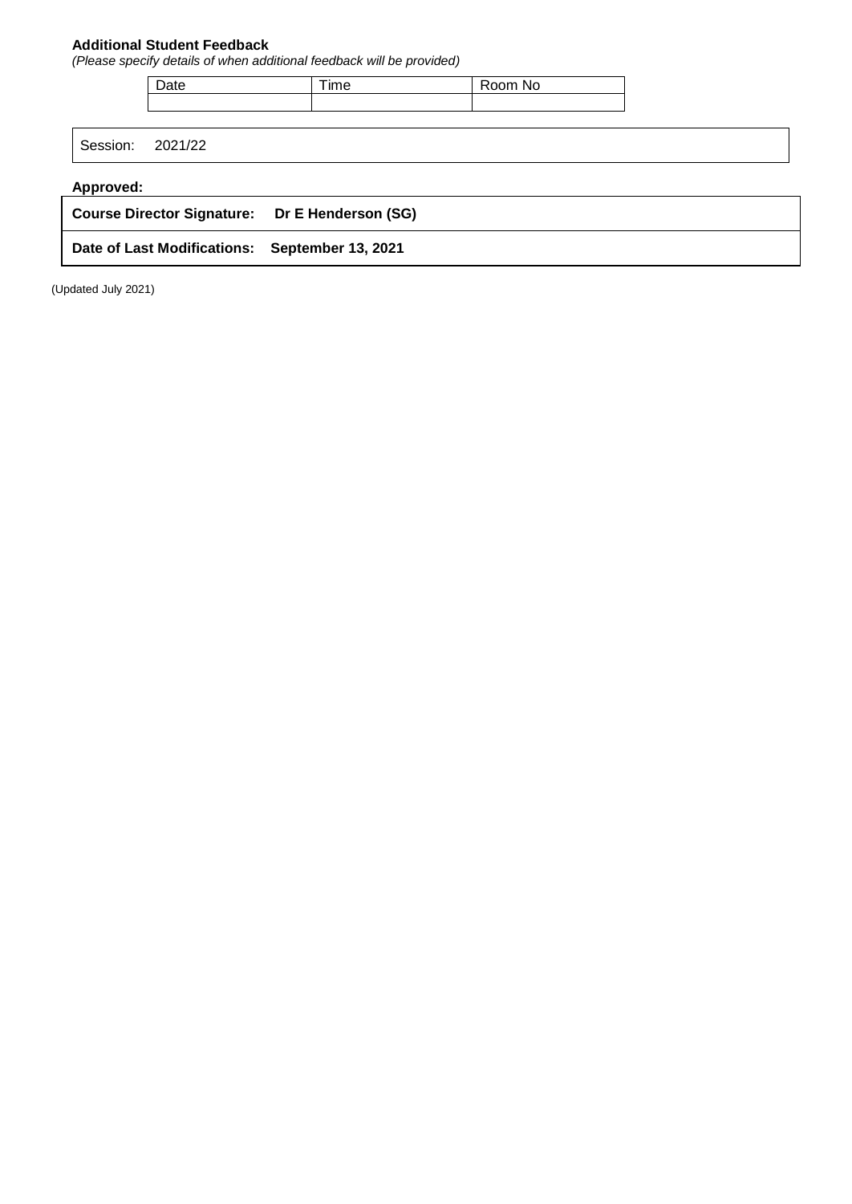**Additional Student Feedback**
*(Please specify details of when additional feedback will be provided)*

| Date | Time | Room No |
|---|---|---|
| | | |

| Session: | 2021/22 |
|---|---|

**Approved:**

| **Course Director Signature:** | **Dr E Henderson (SG)** |
|---|---|
| **Date of Last Modifications:** | **September 13, 2021** |

(Updated July 2021)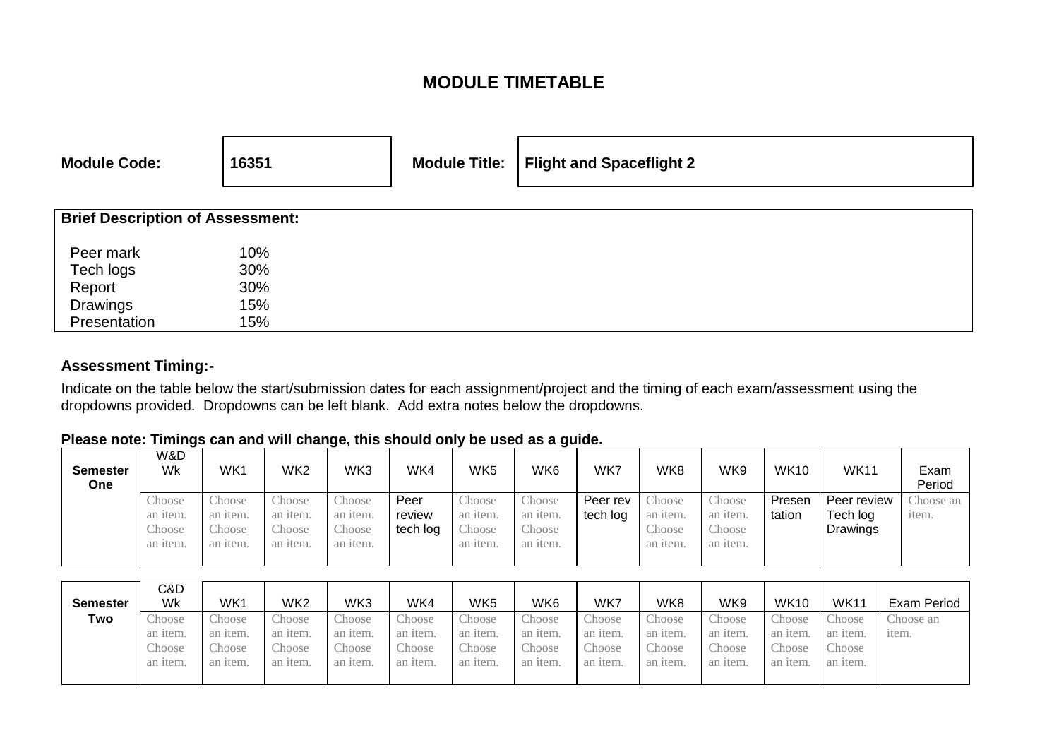# MODULE TIMETABLE

| | | | |
|---|---|---|---|
| **Module Code:** | **16351** | **Module Title:** | **Flight and Spaceflight 2** |

**Brief Description of Assessment:**

| | |
|---|---|
| Peer mark | 10% |
| Tech logs | 30% |
| Report | 30% |
| Drawings | 15% |
| Presentation | 15% |

**Assessment Timing:-**

Indicate on the table below the start/submission dates for each assignment/project and the timing of each exam/assessment using the dropdowns provided. Dropdowns can be left blank. Add extra notes below the dropdowns.

**Please note: Timings can and will change, this should only be used as a guide.**

| **Semester One** | W&D Wk | WK1 | WK2 | WK3 | WK4 | WK5 | WK6 | WK7 | WK8 | WK9 | WK10 | WK11 | Exam Period |
|---|---|---|---|---|---|---|---|---|---|---|---|---|---|
| | Choose an item. Choose an item. | Choose an item. Choose an item. | Choose an item. Choose an item. | Choose an item. Choose an item. | Peer review tech log | Choose an item. Choose an item. | Choose an item. Choose an item. | Peer rev tech log | Choose an item. Choose an item. | Choose an item. Choose an item. | Presentation | Peer review Tech log Drawings | Choose an item. |

| **Semester Two** | C&D Wk | WK1 | WK2 | WK3 | WK4 | WK5 | WK6 | WK7 | WK8 | WK9 | WK10 | WK11 | Exam Period |
|---|---|---|---|---|---|---|---|---|---|---|---|---|---|
| | Choose an item. Choose an item. | Choose an item. Choose an item. | Choose an item. Choose an item. | Choose an item. Choose an item. | Choose an item. Choose an item. | Choose an item. Choose an item. | Choose an item. Choose an item. | Choose an item. Choose an item. | Choose an item. Choose an item. | Choose an item. Choose an item. | Choose an item. Choose an item. | Choose an item. Choose an item. | Choose an item. |